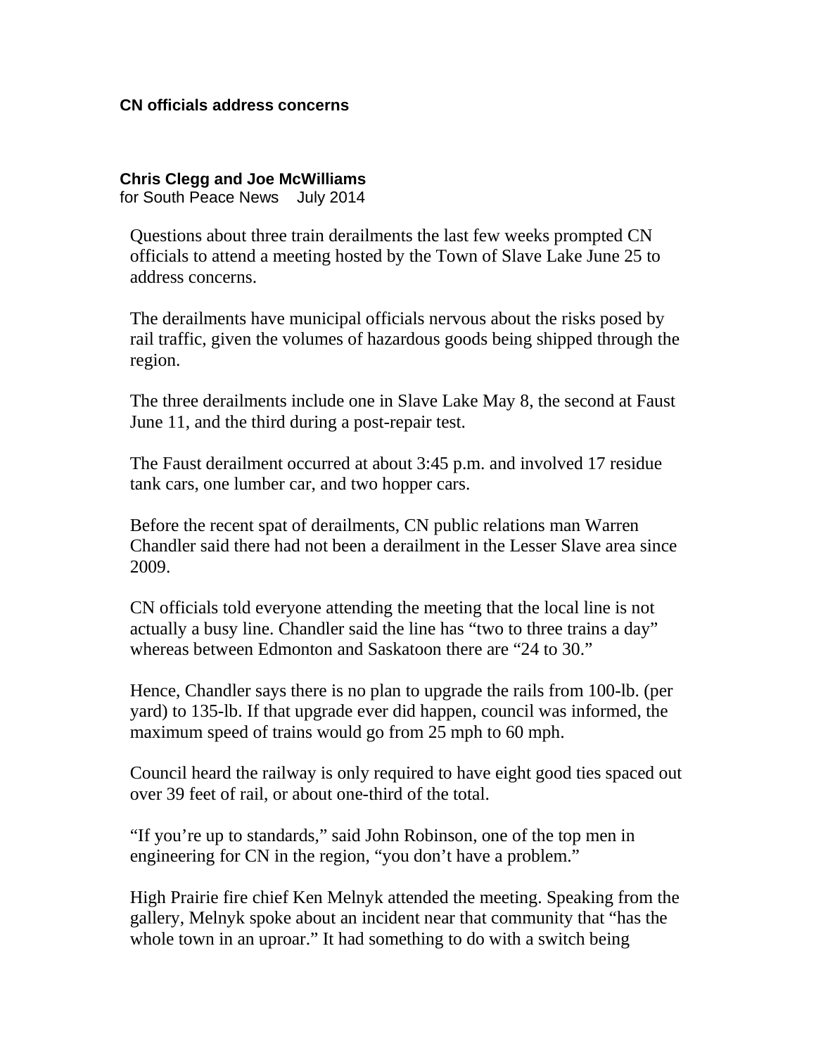# CN officials address concerns

**Chris Clegg and Joe McWilliams**
for South Peace News July 2014

Questions about three train derailments the last few weeks prompted CN officials to attend a meeting hosted by the Town of Slave Lake June 25 to address concerns.

The derailments have municipal officials nervous about the risks posed by rail traffic, given the volumes of hazardous goods being shipped through the region.

The three derailments include one in Slave Lake May 8, the second at Faust June 11, and the third during a post-repair test.

The Faust derailment occurred at about 3:45 p.m. and involved 17 residue tank cars, one lumber car, and two hopper cars.

Before the recent spat of derailments, CN public relations man Warren Chandler said there had not been a derailment in the Lesser Slave area since 2009.

CN officials told everyone attending the meeting that the local line is not actually a busy line. Chandler said the line has “two to three trains a day” whereas between Edmonton and Saskatoon there are “24 to 30.”

Hence, Chandler says there is no plan to upgrade the rails from 100-lb. (per yard) to 135-lb. If that upgrade ever did happen, council was informed, the maximum speed of trains would go from 25 mph to 60 mph.

Council heard the railway is only required to have eight good ties spaced out over 39 feet of rail, or about one-third of the total.

“If you’re up to standards,” said John Robinson, one of the top men in engineering for CN in the region, “you don’t have a problem.”

High Prairie fire chief Ken Melnyk attended the meeting. Speaking from the gallery, Melnyk spoke about an incident near that community that “has the whole town in an uproar.” It had something to do with a switch being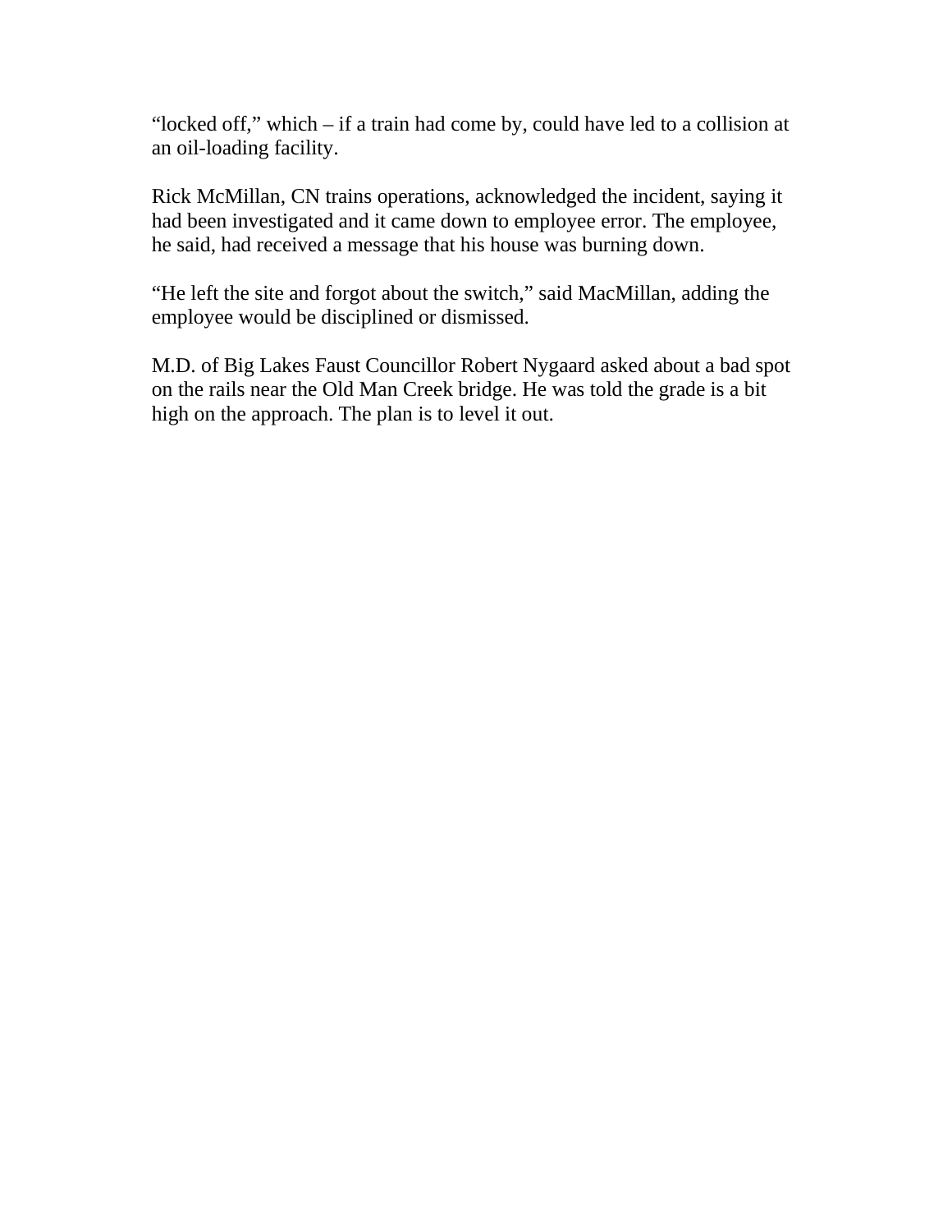“locked off,” which – if a train had come by, could have led to a collision at an oil-loading facility.

Rick McMillan, CN trains operations, acknowledged the incident, saying it had been investigated and it came down to employee error. The employee, he said, had received a message that his house was burning down.

“He left the site and forgot about the switch,” said MacMillan, adding the employee would be disciplined or dismissed.

M.D. of Big Lakes Faust Councillor Robert Nygaard asked about a bad spot on the rails near the Old Man Creek bridge. He was told the grade is a bit high on the approach. The plan is to level it out.